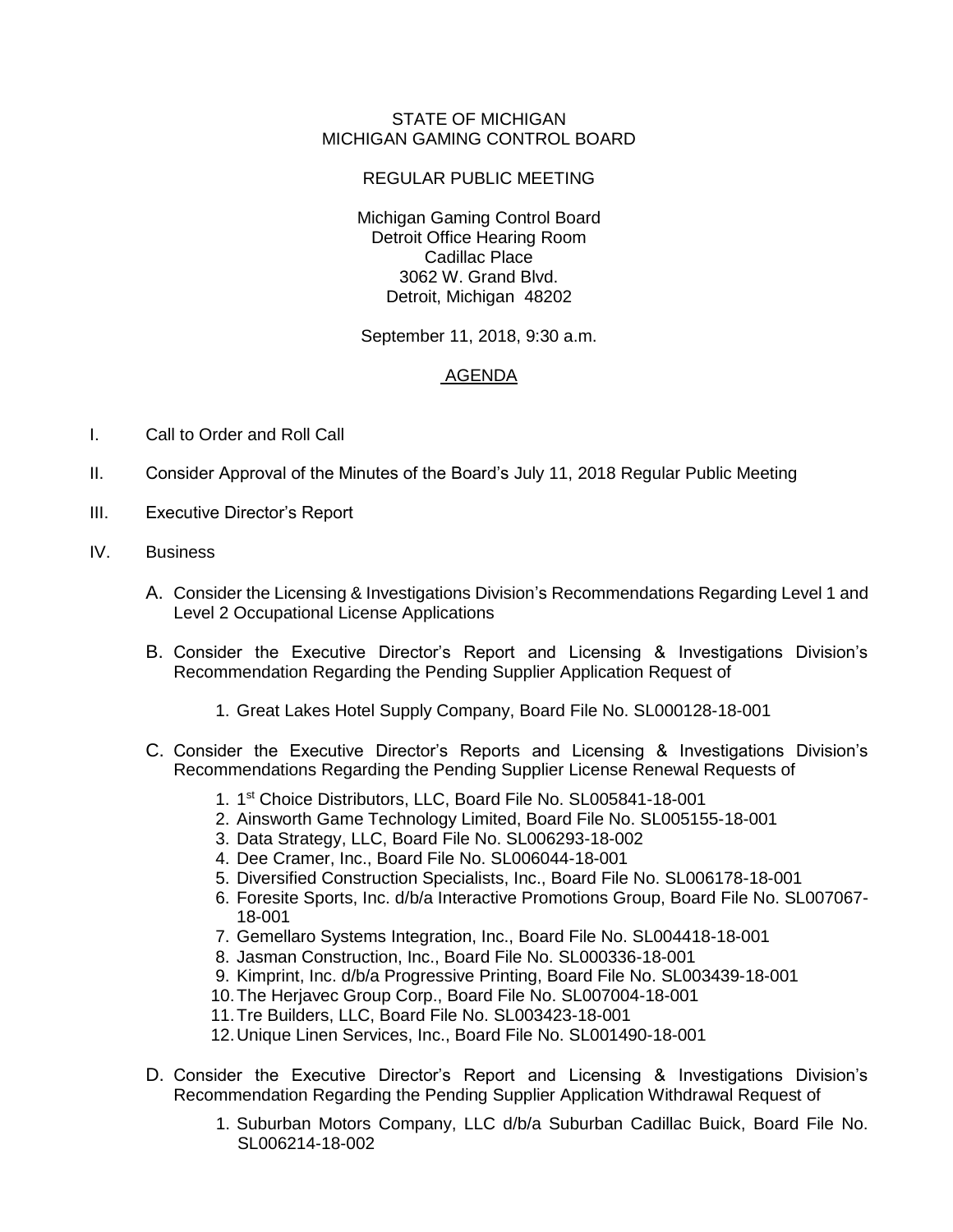STATE OF MICHIGAN
MICHIGAN GAMING CONTROL BOARD

REGULAR PUBLIC MEETING

Michigan Gaming Control Board
Detroit Office Hearing Room
Cadillac Place
3062 W. Grand Blvd.
Detroit, Michigan 48202

September 11, 2018, 9:30 a.m.

# AGENDA

I. Call to Order and Roll Call

II. Consider Approval of the Minutes of the Board's July 11, 2018 Regular Public Meeting

III. Executive Director's Report

IV. Business

A. Consider the Licensing & Investigations Division's Recommendations Regarding Level 1 and Level 2 Occupational License Applications

B. Consider the Executive Director's Report and Licensing & Investigations Division's Recommendation Regarding the Pending Supplier Application Request of

1. Great Lakes Hotel Supply Company, Board File No. SL000128-18-001

C. Consider the Executive Director's Reports and Licensing & Investigations Division's Recommendations Regarding the Pending Supplier License Renewal Requests of

1. 1st Choice Distributors, LLC, Board File No. SL005841-18-001
2. Ainsworth Game Technology Limited, Board File No. SL005155-18-001
3. Data Strategy, LLC, Board File No. SL006293-18-002
4. Dee Cramer, Inc., Board File No. SL006044-18-001
5. Diversified Construction Specialists, Inc., Board File No. SL006178-18-001
6. Foresite Sports, Inc. d/b/a Interactive Promotions Group, Board File No. SL007067-18-001
7. Gemellaro Systems Integration, Inc., Board File No. SL004418-18-001
8. Jasman Construction, Inc., Board File No. SL000336-18-001
9. Kimprint, Inc. d/b/a Progressive Printing, Board File No. SL003439-18-001
10. The Herjavec Group Corp., Board File No. SL007004-18-001
11. Tre Builders, LLC, Board File No. SL003423-18-001
12. Unique Linen Services, Inc., Board File No. SL001490-18-001

D. Consider the Executive Director's Report and Licensing & Investigations Division's Recommendation Regarding the Pending Supplier Application Withdrawal Request of

1. Suburban Motors Company, LLC d/b/a Suburban Cadillac Buick, Board File No. SL006214-18-002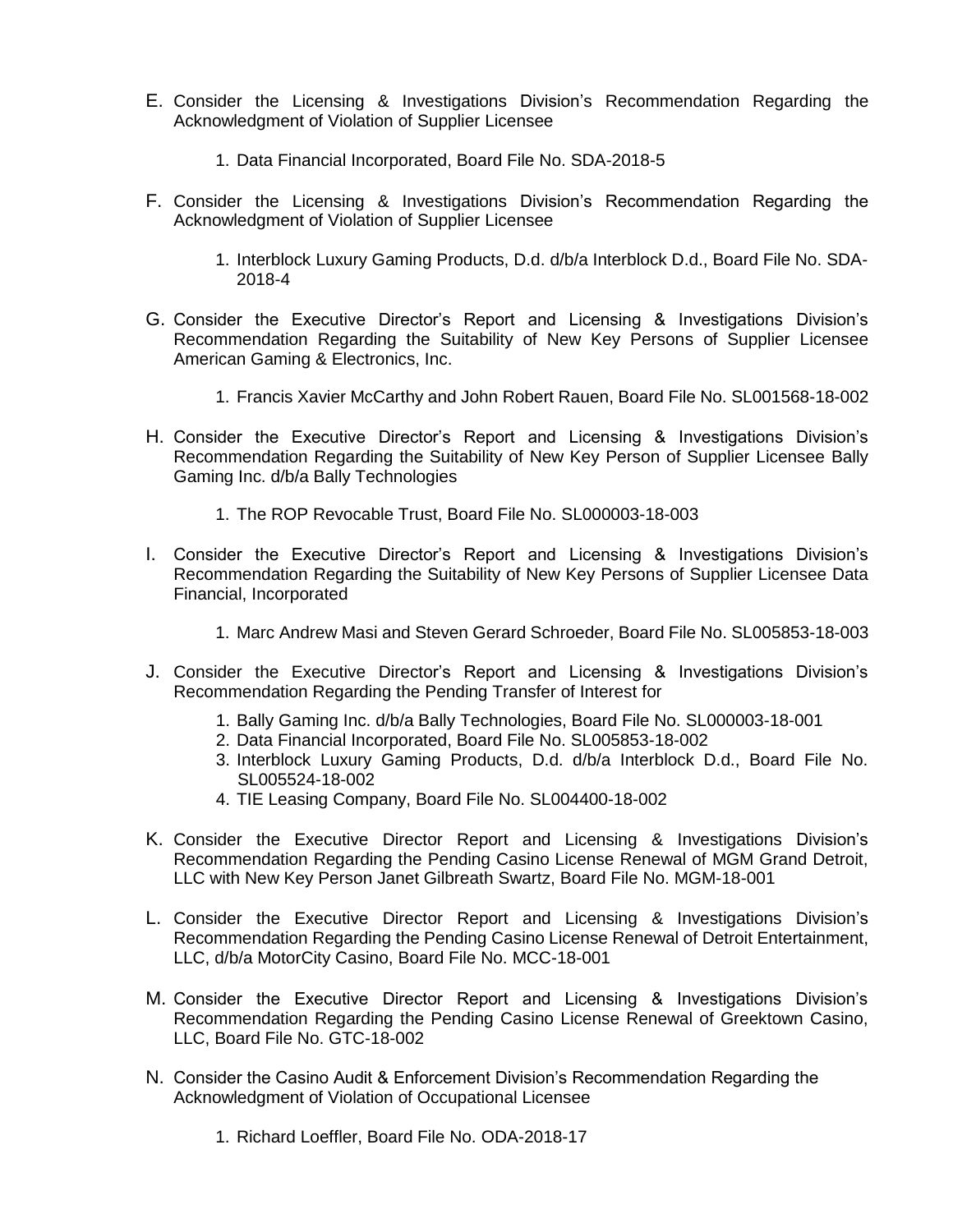E. Consider the Licensing & Investigations Division's Recommendation Regarding the Acknowledgment of Violation of Supplier Licensee

   1. Data Financial Incorporated, Board File No. SDA-2018-5

F. Consider the Licensing & Investigations Division's Recommendation Regarding the Acknowledgment of Violation of Supplier Licensee

   1. Interblock Luxury Gaming Products, D.d. d/b/a Interblock D.d., Board File No. SDA-2018-4

G. Consider the Executive Director's Report and Licensing & Investigations Division's Recommendation Regarding the Suitability of New Key Persons of Supplier Licensee American Gaming & Electronics, Inc.

   1. Francis Xavier McCarthy and John Robert Rauen, Board File No. SL001568-18-002

H. Consider the Executive Director's Report and Licensing & Investigations Division's Recommendation Regarding the Suitability of New Key Person of Supplier Licensee Bally Gaming Inc. d/b/a Bally Technologies

   1. The ROP Revocable Trust, Board File No. SL000003-18-003

I. Consider the Executive Director's Report and Licensing & Investigations Division's Recommendation Regarding the Suitability of New Key Persons of Supplier Licensee Data Financial, Incorporated

   1. Marc Andrew Masi and Steven Gerard Schroeder, Board File No. SL005853-18-003

J. Consider the Executive Director's Report and Licensing & Investigations Division's Recommendation Regarding the Pending Transfer of Interest for

   1. Bally Gaming Inc. d/b/a Bally Technologies, Board File No. SL000003-18-001
   2. Data Financial Incorporated, Board File No. SL005853-18-002
   3. Interblock Luxury Gaming Products, D.d. d/b/a Interblock D.d., Board File No. SL005524-18-002
   4. TIE Leasing Company, Board File No. SL004400-18-002

K. Consider the Executive Director Report and Licensing & Investigations Division's Recommendation Regarding the Pending Casino License Renewal of MGM Grand Detroit, LLC with New Key Person Janet Gilbreath Swartz, Board File No. MGM-18-001

L. Consider the Executive Director Report and Licensing & Investigations Division's Recommendation Regarding the Pending Casino License Renewal of Detroit Entertainment, LLC, d/b/a MotorCity Casino, Board File No. MCC-18-001

M. Consider the Executive Director Report and Licensing & Investigations Division's Recommendation Regarding the Pending Casino License Renewal of Greektown Casino, LLC, Board File No. GTC-18-002

N. Consider the Casino Audit & Enforcement Division's Recommendation Regarding the Acknowledgment of Violation of Occupational Licensee

   1. Richard Loeffler, Board File No. ODA-2018-17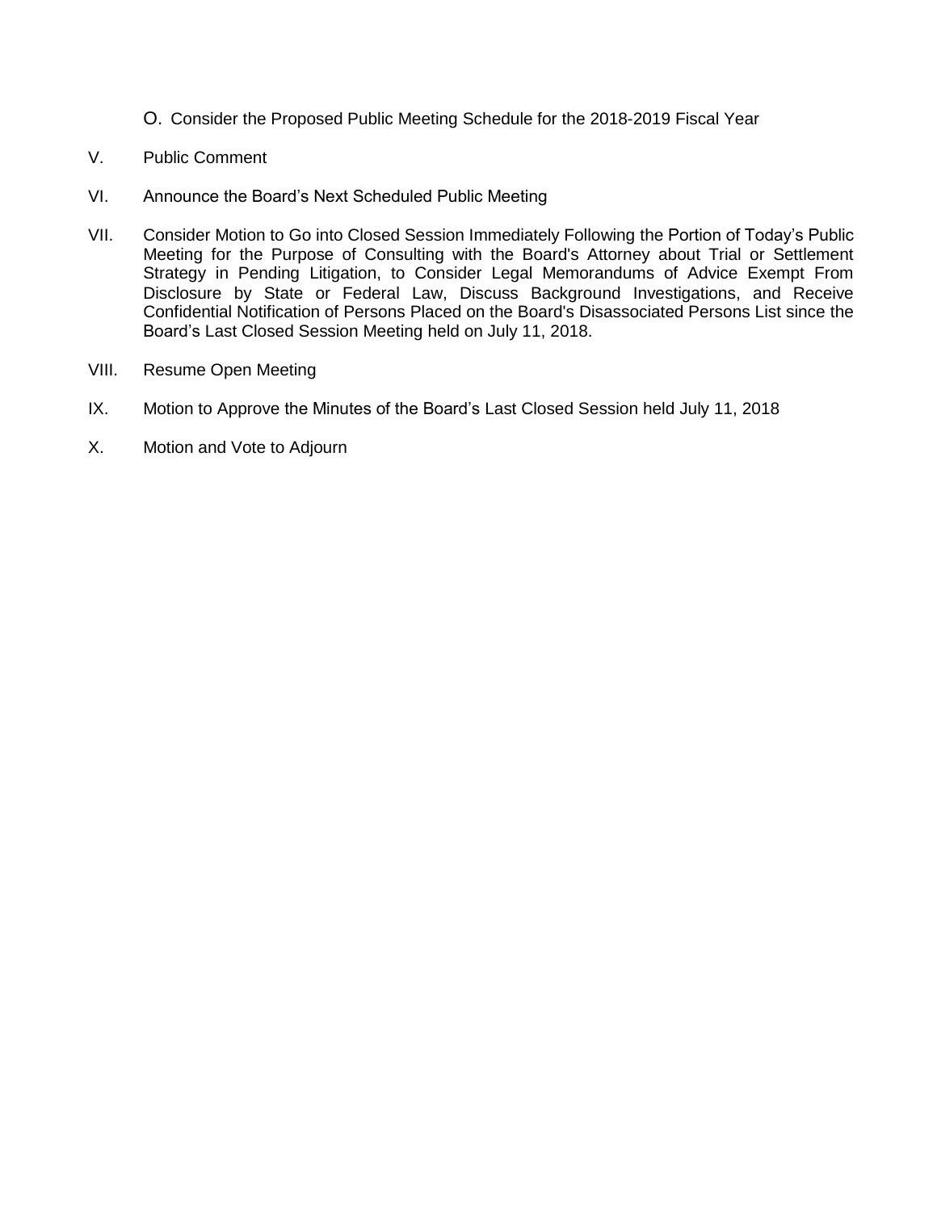O. Consider the Proposed Public Meeting Schedule for the 2018-2019 Fiscal Year

V. Public Comment

VI. Announce the Board's Next Scheduled Public Meeting

VII. Consider Motion to Go into Closed Session Immediately Following the Portion of Today's Public Meeting for the Purpose of Consulting with the Board's Attorney about Trial or Settlement Strategy in Pending Litigation, to Consider Legal Memorandums of Advice Exempt From Disclosure by State or Federal Law, Discuss Background Investigations, and Receive Confidential Notification of Persons Placed on the Board's Disassociated Persons List since the Board's Last Closed Session Meeting held on July 11, 2018.

VIII. Resume Open Meeting

IX. Motion to Approve the Minutes of the Board's Last Closed Session held July 11, 2018

X. Motion and Vote to Adjourn